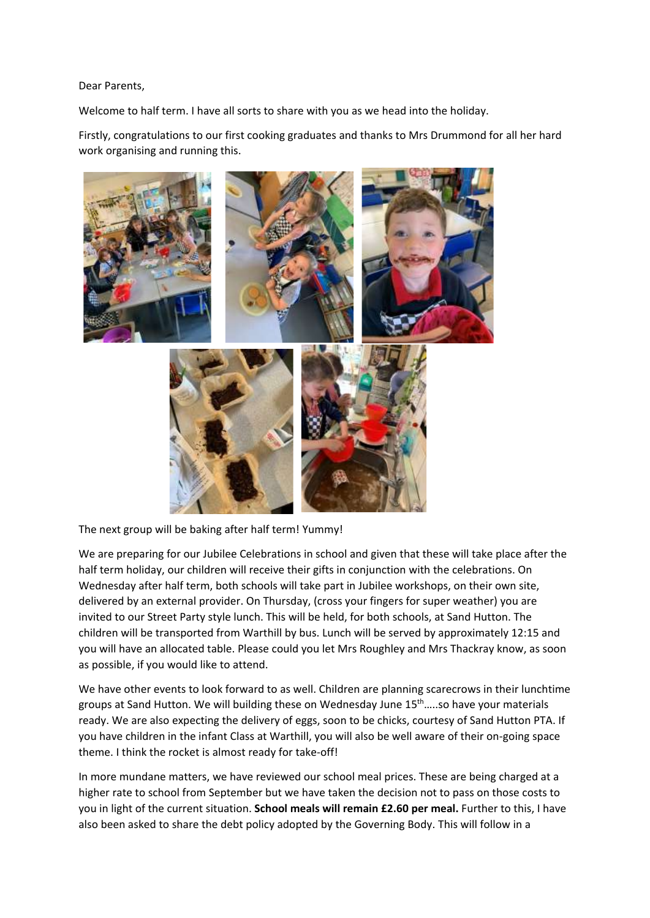Dear Parents,

Welcome to half term. I have all sorts to share with you as we head into the holiday.

Firstly, congratulations to our first cooking graduates and thanks to Mrs Drummond for all her hard work organising and running this.

The next group will be baking after half term! Yummy!

We are preparing for our Jubilee Celebrations in school and given that these will take place after the half term holiday, our children will receive their gifts in conjunction with the celebrations. On Wednesday after half term, both schools will take part in Jubilee workshops, on their own site, delivered by an external provider. On Thursday, (cross your fingers for super weather) you are invited to our Street Party style lunch. This will be held, for both schools, at Sand Hutton. The children will be transported from Warthill by bus. Lunch will be served by approximately 12:15 and you will have an allocated table. Please could you let Mrs Roughley and Mrs Thackray know, as soon as possible, if you would like to attend.

We have other events to look forward to as well. Children are planning scarecrows in their lunchtime groups at Sand Hutton. We will building these on Wednesday June 15th…..so have your materials ready. We are also expecting the delivery of eggs, soon to be chicks, courtesy of Sand Hutton PTA. If you have children in the infant Class at Warthill, you will also be well aware of their on-going space theme. I think the rocket is almost ready for take-off!

In more mundane matters, we have reviewed our school meal prices. These are being charged at a higher rate to school from September but we have taken the decision not to pass on those costs to you in light of the current situation. **School meals will remain £2.60 per meal.** Further to this, I have also been asked to share the debt policy adopted by the Governing Body. This will follow in a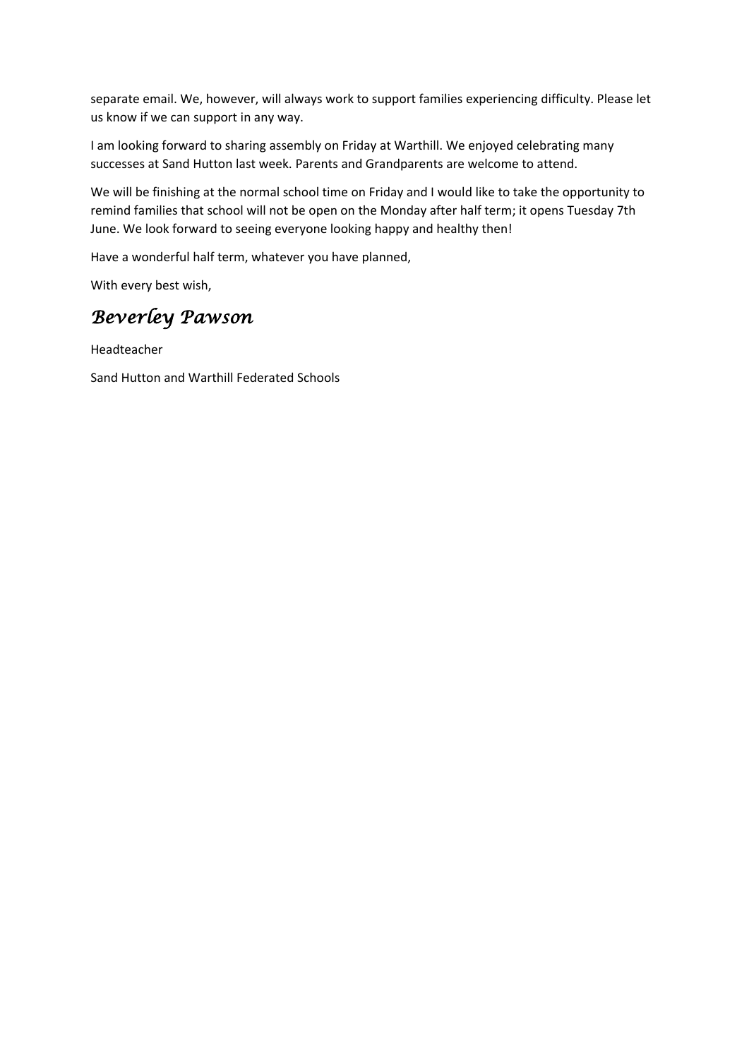separate email. We, however, will always work to support families experiencing difficulty. Please let us know if we can support in any way.

I am looking forward to sharing assembly on Friday at Warthill. We enjoyed celebrating many successes at Sand Hutton last week. Parents and Grandparents are welcome to attend.

We will be finishing at the normal school time on Friday and I would like to take the opportunity to remind families that school will not be open on the Monday after half term; it opens Tuesday 7th June. We look forward to seeing everyone looking happy and healthy then!

Have a wonderful half term, whatever you have planned,

With every best wish,

*Beverley Pawson*

Headteacher

Sand Hutton and Warthill Federated Schools